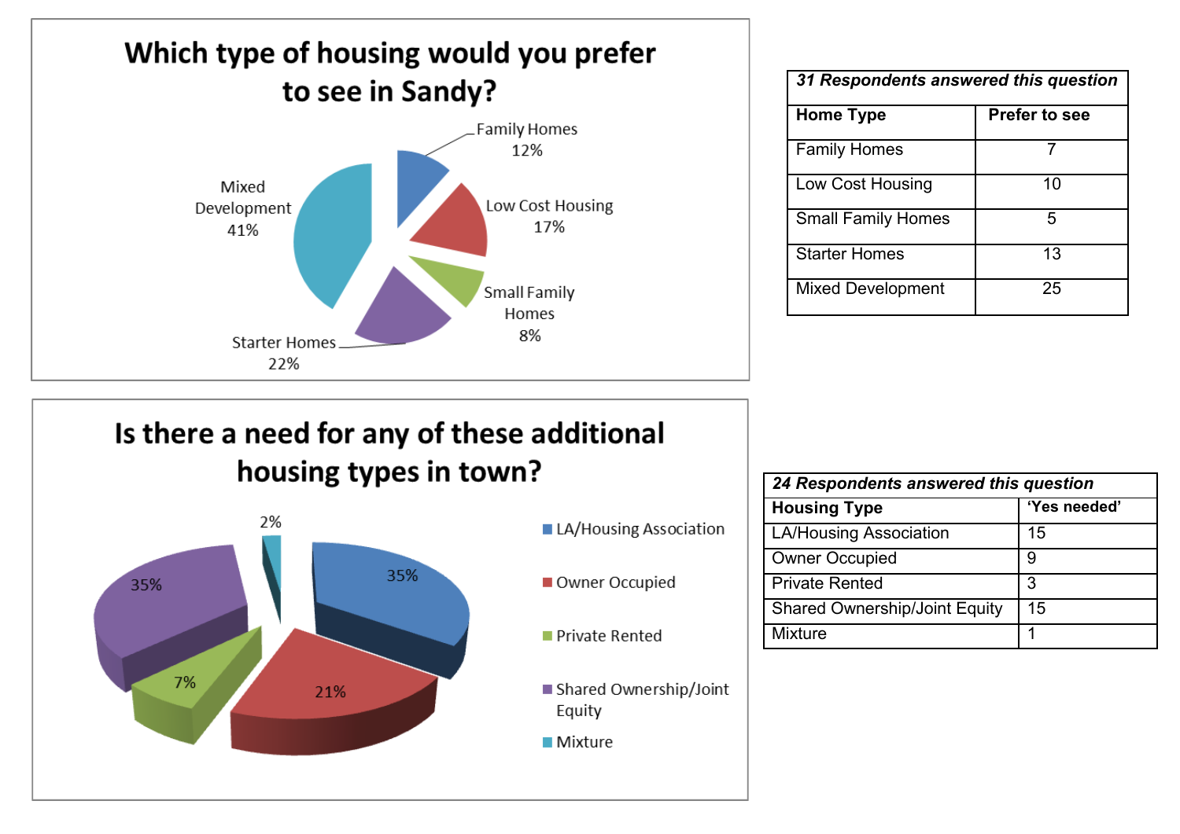## Which type of housing would you prefer to see in Sandy?

- Family Homes 12%
- Low Cost Housing 17%
- Small Family Homes 8%
- Starter Homes 22%
- Mixed Development 41%

| *31 Respondents answered this question* | |
|---|---|
| **Home Type** | **Prefer to see** |
| Family Homes | 7 |
| Low Cost Housing | 10 |
| Small Family Homes | 5 |
| Starter Homes | 13 |
| Mixed Development | 25 |

## Is there a need for any of these additional housing types in town?

- LA/Housing Association 35%
- Owner Occupied 21%
- Private Rented 7%
- Shared Ownership/Joint Equity 35%
- Mixture 2%

| *24 Respondents answered this question* | |
|---|---|
| **Housing Type** | **'Yes needed'** |
| LA/Housing Association | 15 |
| Owner Occupied | 9 |
| Private Rented | 3 |
| Shared Ownership/Joint Equity | 15 |
| Mixture | 1 |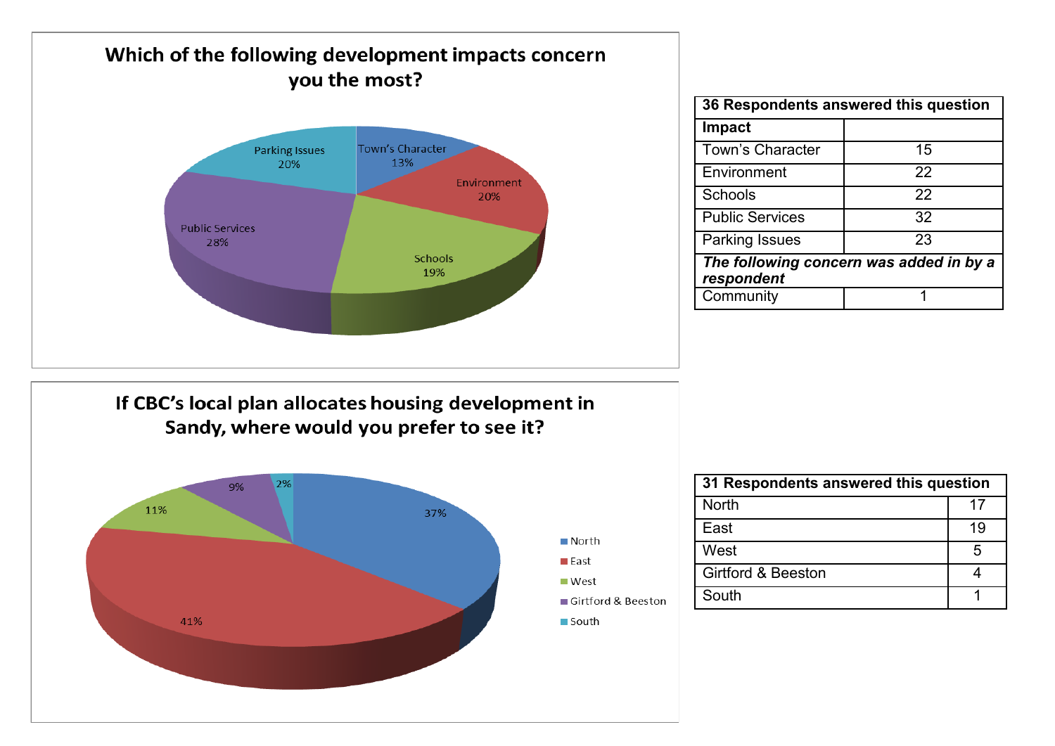## Which of the following development impacts concern you the most?

- Town's Character 13%
- Environment 20%
- Schools 19%
- Public Services 28%
- Parking Issues 20%

| 36 Respondents answered this question | |
|---|---|
| **Impact** | |
| Town's Character | 15 |
| Environment | 22 |
| Schools | 22 |
| Public Services | 32 |
| Parking Issues | 23 |
| ***The following concern was added in by a respondent*** | |
| Community | 1 |

## If CBC's local plan allocates housing development in Sandy, where would you prefer to see it?

- North 37%
- East 41%
- West 11%
- Girtford & Beeston 9%
- South 2%

| 31 Respondents answered this question | |
|---|---|
| North | 17 |
| East | 19 |
| West | 5 |
| Girtford & Beeston | 4 |
| South | 1 |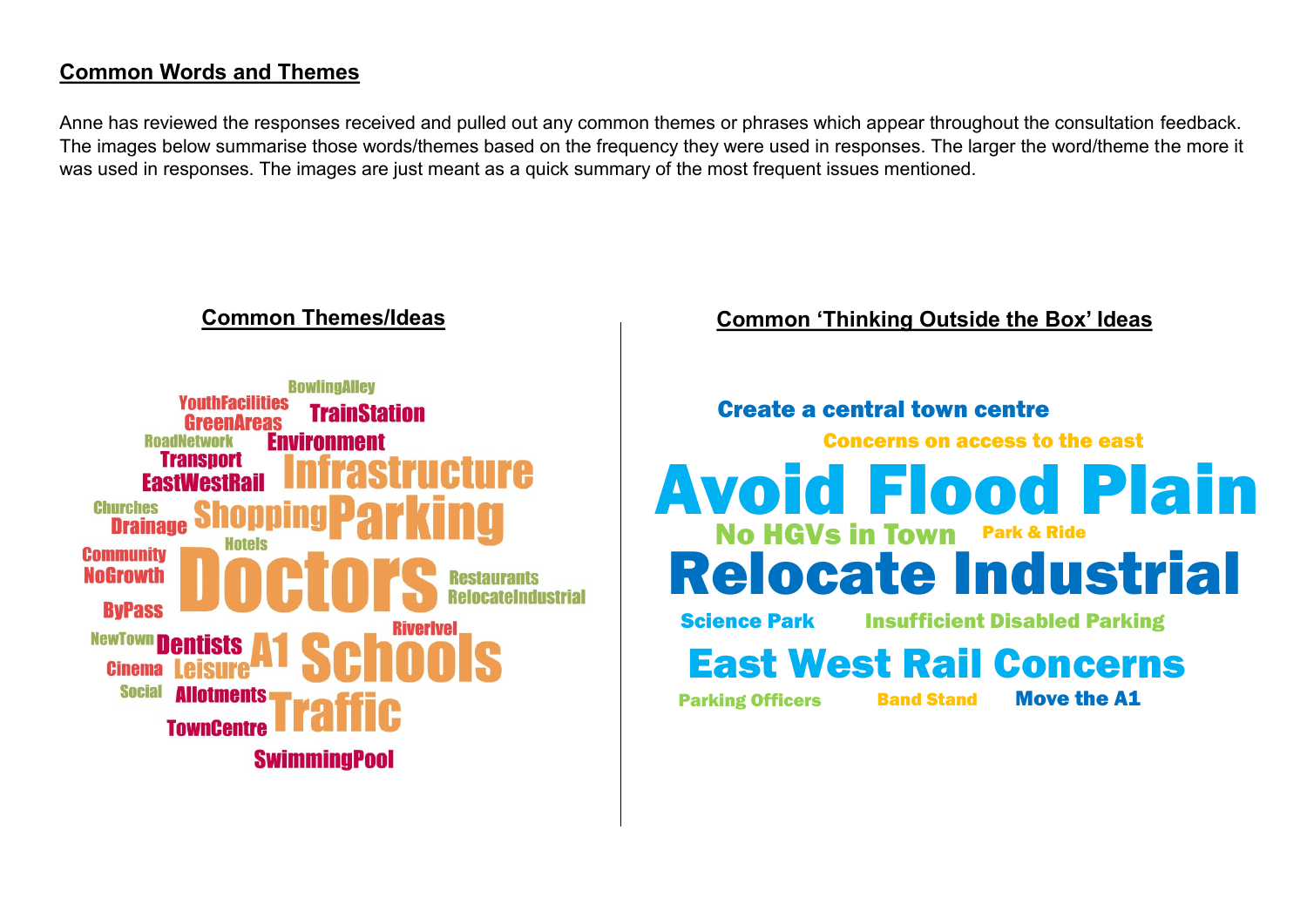## Common Words and Themes

Anne has reviewed the responses received and pulled out any common themes or phrases which appear throughout the consultation feedback. The images below summarise those words/themes based on the frequency they were used in responses. The larger the word/theme the more it was used in responses. The images are just meant as a quick summary of the most frequent issues mentioned.

### Common Themes/Ideas

BowlingAlley
YouthFacilities
TrainStation
GreenAreas
RoadNetwork
Environment
Transport
Infrastructure
EastWestRail
Churches
Shopping
Parking
Drainage
Hotels
Community
Doctors
NoGrowth
Restaurants
RelocateIndustrial
ByPass
RiverIvel
NewTown
Dentists
A1
Schools
Cinema
Leisure
Social
Allotments
Traffic
TownCentre
SwimmingPool

### Common 'Thinking Outside the Box' Ideas

Create a central town centre
Concerns on access to the east
Avoid Flood Plain
No HGVs in Town
Park & Ride
Relocate Industrial
Science Park
Insufficient Disabled Parking
East West Rail Concerns
Parking Officers
Band Stand
Move the A1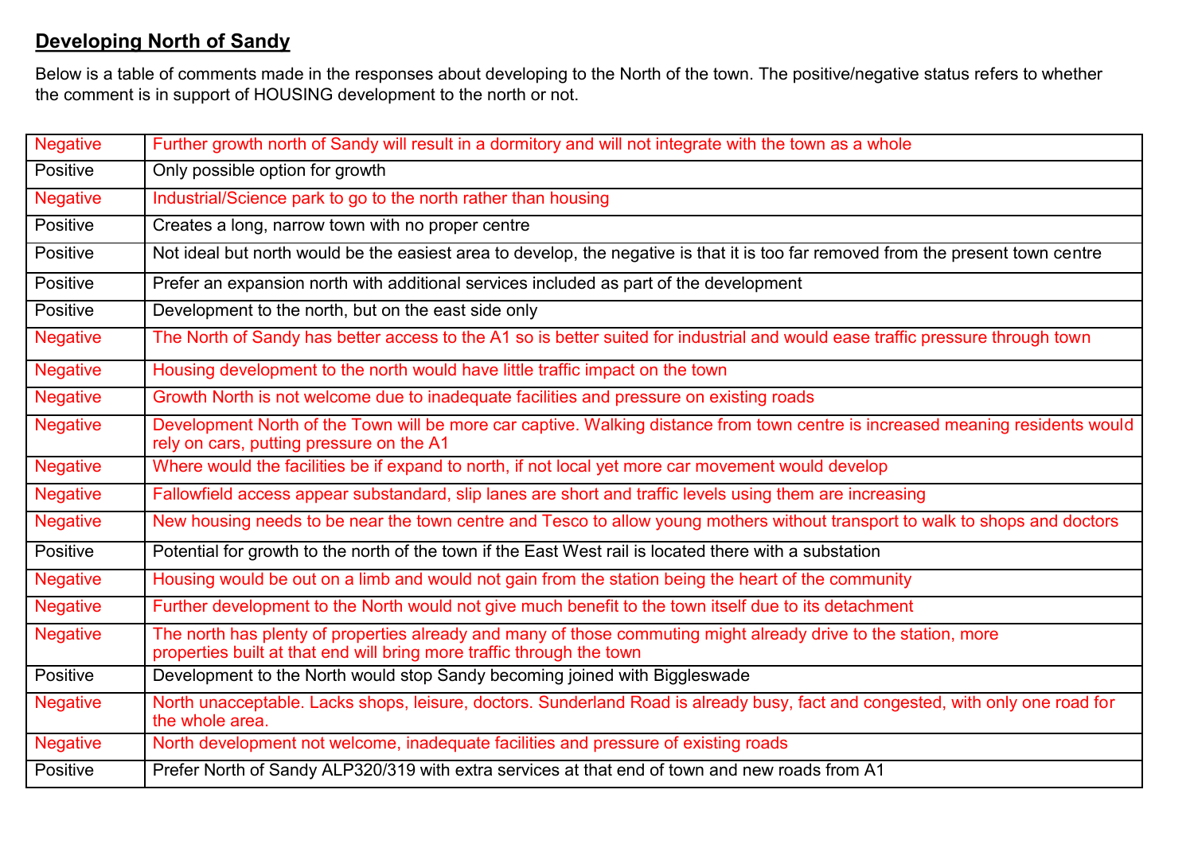## Developing North of Sandy

Below is a table of comments made in the responses about developing to the North of the town. The positive/negative status refers to whether the comment is in support of HOUSING development to the north or not.

| | |
|---|---|
| Negative | Further growth north of Sandy will result in a dormitory and will not integrate with the town as a whole |
| Positive | Only possible option for growth |
| Negative | Industrial/Science park to go to the north rather than housing |
| Positive | Creates a long, narrow town with no proper centre |
| Positive | Not ideal but north would be the easiest area to develop, the negative is that it is too far removed from the present town centre |
| Positive | Prefer an expansion north with additional services included as part of the development |
| Positive | Development to the north, but on the east side only |
| Negative | The North of Sandy has better access to the A1 so is better suited for industrial and would ease traffic pressure through town |
| Negative | Housing development to the north would have little traffic impact on the town |
| Negative | Growth North is not welcome due to inadequate facilities and pressure on existing roads |
| Negative | Development North of the Town will be more car captive. Walking distance from town centre is increased meaning residents would rely on cars, putting pressure on the A1 |
| Negative | Where would the facilities be if expand to north, if not local yet more car movement would develop |
| Negative | Fallowfield access appear substandard, slip lanes are short and traffic levels using them are increasing |
| Negative | New housing needs to be near the town centre and Tesco to allow young mothers without transport to walk to shops and doctors |
| Positive | Potential for growth to the north of the town if the East West rail is located there with a substation |
| Negative | Housing would be out on a limb and would not gain from the station being the heart of the community |
| Negative | Further development to the North would not give much benefit to the town itself due to its detachment |
| Negative | The north has plenty of properties already and many of those commuting might already drive to the station, more properties built at that end will bring more traffic through the town |
| Positive | Development to the North would stop Sandy becoming joined with Biggleswade |
| Negative | North unacceptable. Lacks shops, leisure, doctors. Sunderland Road is already busy, fact and congested, with only one road for the whole area. |
| Negative | North development not welcome, inadequate facilities and pressure of existing roads |
| Positive | Prefer North of Sandy ALP320/319 with extra services at that end of town and new roads from A1 |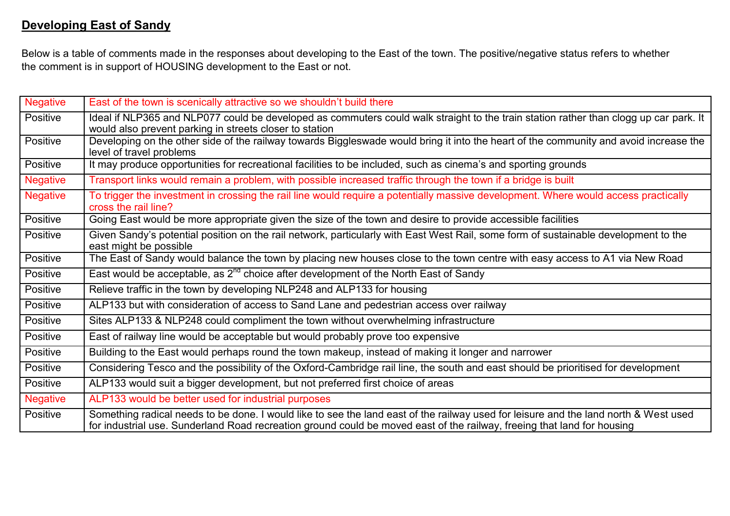## Developing East of Sandy

Below is a table of comments made in the responses about developing to the East of the town. The positive/negative status refers to whether the comment is in support of HOUSING development to the East or not.

| | |
|---|---|
| Negative | East of the town is scenically attractive so we shouldn't build there |
| Positive | Ideal if NLP365 and NLP077 could be developed as commuters could walk straight to the train station rather than clogg up car park. It would also prevent parking in streets closer to station |
| Positive | Developing on the other side of the railway towards Biggleswade would bring it into the heart of the community and avoid increase the level of travel problems |
| Positive | It may produce opportunities for recreational facilities to be included, such as cinema's and sporting grounds |
| Negative | Transport links would remain a problem, with possible increased traffic through the town if a bridge is built |
| Negative | To trigger the investment in crossing the rail line would require a potentially massive development. Where would access practically cross the rail line? |
| Positive | Going East would be more appropriate given the size of the town and desire to provide accessible facilities |
| Positive | Given Sandy's potential position on the rail network, particularly with East West Rail, some form of sustainable development to the east might be possible |
| Positive | The East of Sandy would balance the town by placing new houses close to the town centre with easy access to A1 via New Road |
| Positive | East would be acceptable, as 2nd choice after development of the North East of Sandy |
| Positive | Relieve traffic in the town by developing NLP248 and ALP133 for housing |
| Positive | ALP133 but with consideration of access to Sand Lane and pedestrian access over railway |
| Positive | Sites ALP133 & NLP248 could compliment the town without overwhelming infrastructure |
| Positive | East of railway line would be acceptable but would probably prove too expensive |
| Positive | Building to the East would perhaps round the town makeup, instead of making it longer and narrower |
| Positive | Considering Tesco and the possibility of the Oxford-Cambridge rail line, the south and east should be prioritised for development |
| Positive | ALP133 would suit a bigger development, but not preferred first choice of areas |
| Negative | ALP133 would be better used for industrial purposes |
| Positive | Something radical needs to be done. I would like to see the land east of the railway used for leisure and the land north & West used for industrial use. Sunderland Road recreation ground could be moved east of the railway, freeing that land for housing |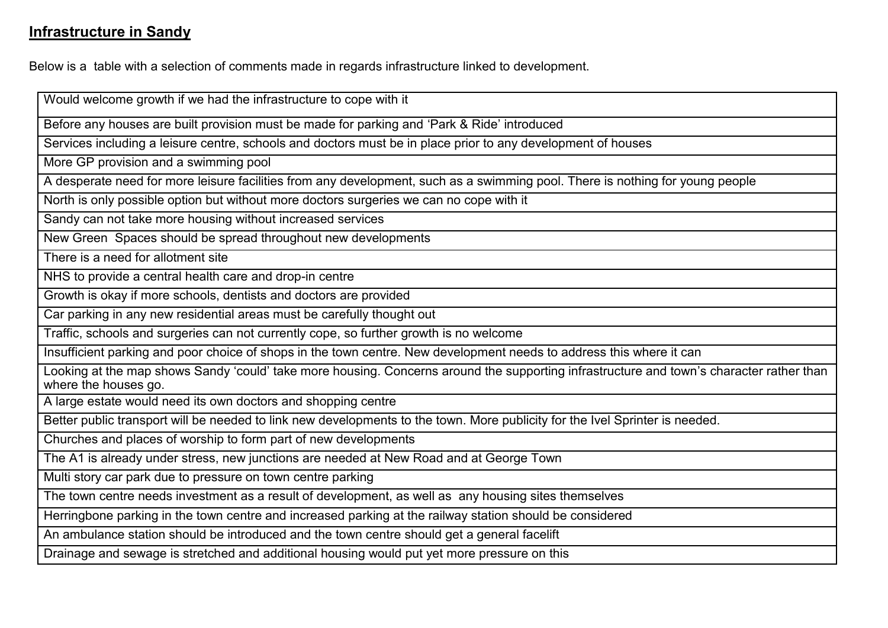## Infrastructure in Sandy

Below is a  table with a selection of comments made in regards infrastructure linked to development.

| Would welcome growth if we had the infrastructure to cope with it |
|---|
| Before any houses are built provision must be made for parking and 'Park & Ride' introduced |
| Services including a leisure centre, schools and doctors must be in place prior to any development of houses |
| More GP provision and a swimming pool |
| A desperate need for more leisure facilities from any development, such as a swimming pool. There is nothing for young people |
| North is only possible option but without more doctors surgeries we can no cope with it |
| Sandy can not take more housing without increased services |
| New Green  Spaces should be spread throughout new developments |
| There is a need for allotment site |
| NHS to provide a central health care and drop-in centre |
| Growth is okay if more schools, dentists and doctors are provided |
| Car parking in any new residential areas must be carefully thought out |
| Traffic, schools and surgeries can not currently cope, so further growth is no welcome |
| Insufficient parking and poor choice of shops in the town centre. New development needs to address this where it can |
| Looking at the map shows Sandy 'could' take more housing. Concerns around the supporting infrastructure and town's character rather than where the houses go. |
| A large estate would need its own doctors and shopping centre |
| Better public transport will be needed to link new developments to the town. More publicity for the Ivel Sprinter is needed. |
| Churches and places of worship to form part of new developments |
| The A1 is already under stress, new junctions are needed at New Road and at George Town |
| Multi story car park due to pressure on town centre parking |
| The town centre needs investment as a result of development, as well as  any housing sites themselves |
| Herringbone parking in the town centre and increased parking at the railway station should be considered |
| An ambulance station should be introduced and the town centre should get a general facelift |
| Drainage and sewage is stretched and additional housing would put yet more pressure on this |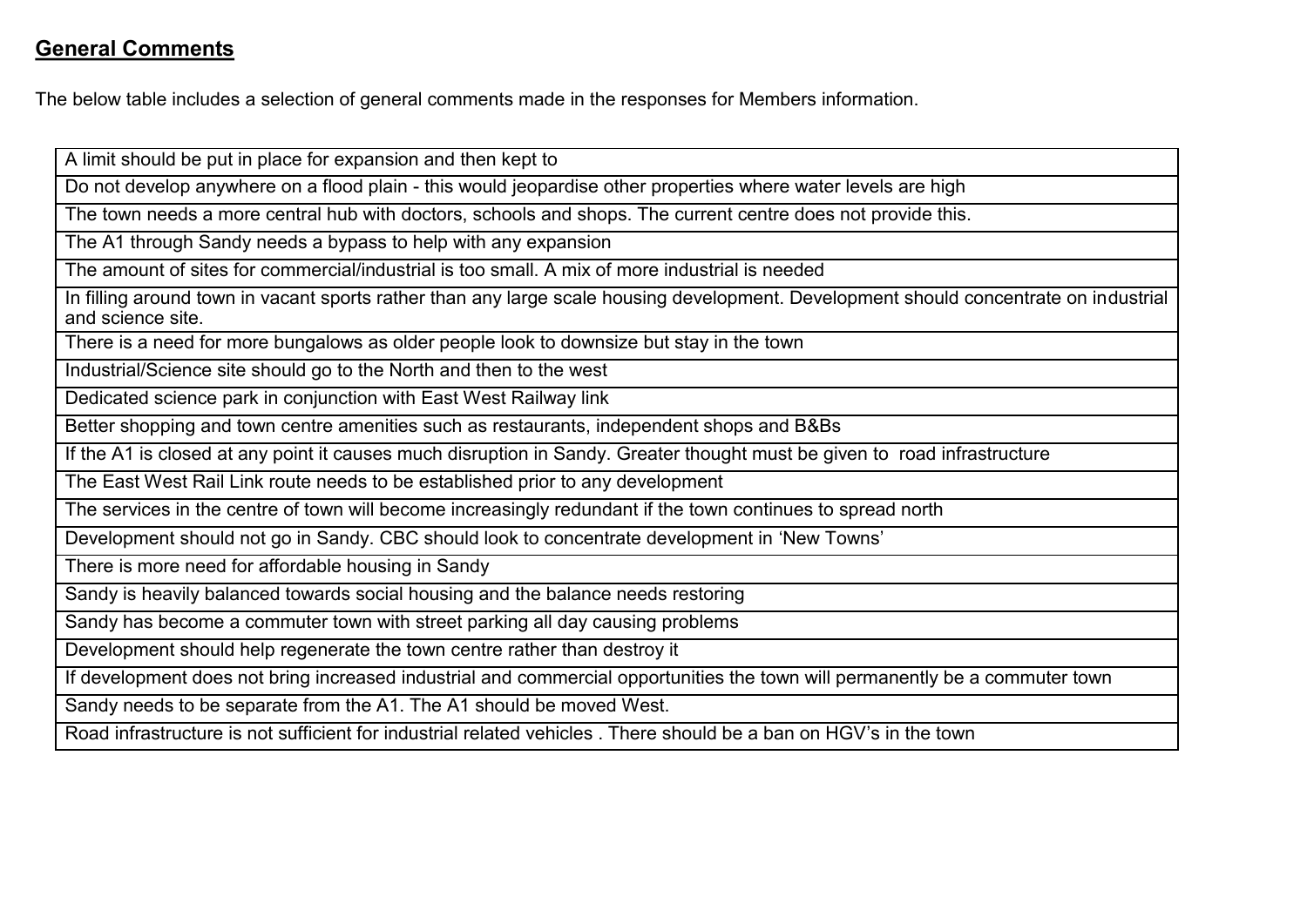## **General Comments**

The below table includes a selection of general comments made in the responses for Members information.

| |
|---|
| A limit should be put in place for expansion and then kept to |
| Do not develop anywhere on a flood plain - this would jeopardise other properties where water levels are high |
| The town needs a more central hub with doctors, schools and shops. The current centre does not provide this. |
| The A1 through Sandy needs a bypass to help with any expansion |
| The amount of sites for commercial/industrial is too small. A mix of more industrial is needed |
| In filling around town in vacant sports rather than any large scale housing development. Development should concentrate on industrial and science site. |
| There is a need for more bungalows as older people look to downsize but stay in the town |
| Industrial/Science site should go to the North and then to the west |
| Dedicated science park in conjunction with East West Railway link |
| Better shopping and town centre amenities such as restaurants, independent shops and B&Bs |
| If the A1 is closed at any point it causes much disruption in Sandy. Greater thought must be given to road infrastructure |
| The East West Rail Link route needs to be established prior to any development |
| The services in the centre of town will become increasingly redundant if the town continues to spread north |
| Development should not go in Sandy. CBC should look to concentrate development in 'New Towns' |
| There is more need for affordable housing in Sandy |
| Sandy is heavily balanced towards social housing and the balance needs restoring |
| Sandy has become a commuter town with street parking all day causing problems |
| Development should help regenerate the town centre rather than destroy it |
| If development does not bring increased industrial and commercial opportunities the town will permanently be a commuter town |
| Sandy needs to be separate from the A1. The A1 should be moved West. |
| Road infrastructure is not sufficient for industrial related vehicles . There should be a ban on HGV's in the town |